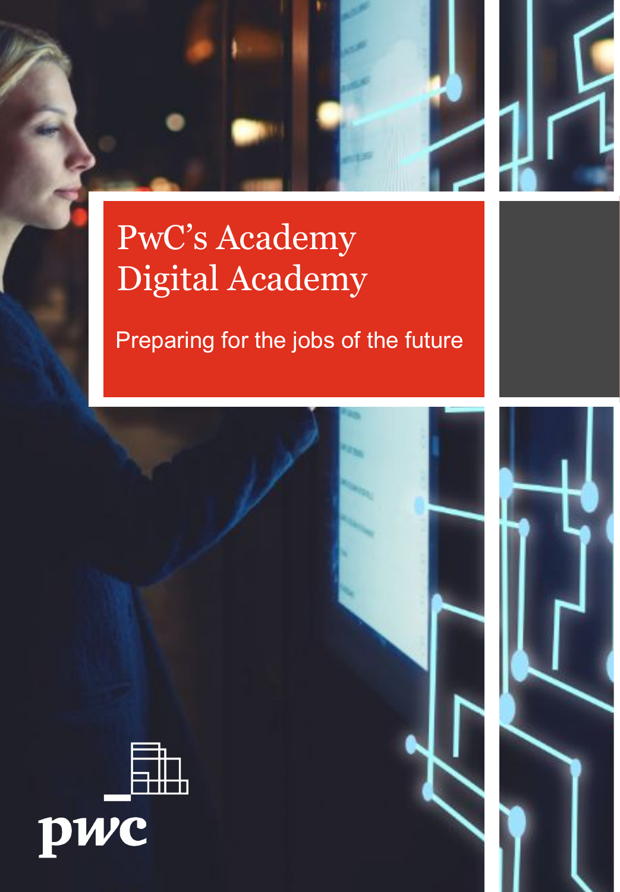# PwC's Academy Digital Academy

Preparing for the jobs of the future

pwc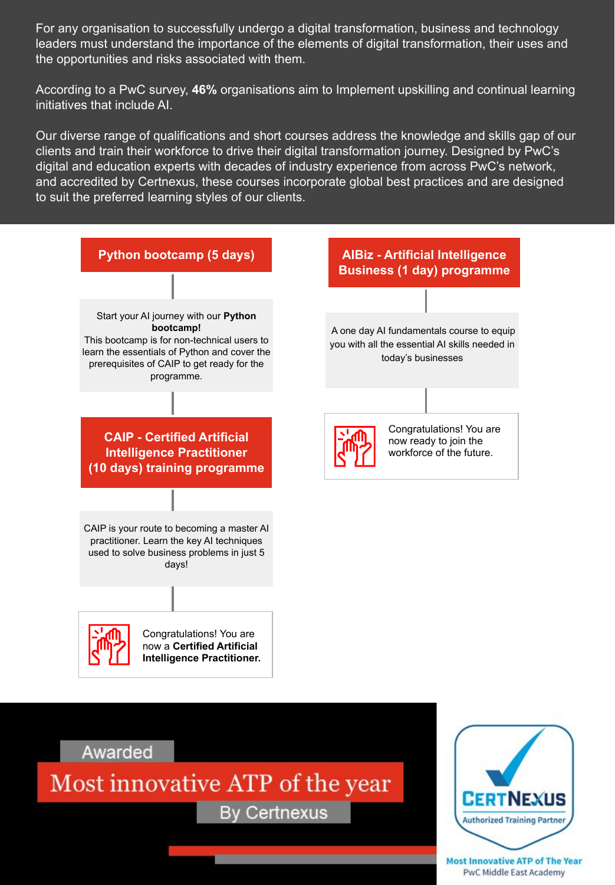For any organisation to successfully undergo a digital transformation, business and technology leaders must understand the importance of the elements of digital transformation, their uses and the opportunities and risks associated with them.

According to a PwC survey, **46%** organisations aim to Implement upskilling and continual learning initiatives that include AI.

Our diverse range of qualifications and short courses address the knowledge and skills gap of our clients and train their workforce to drive their digital transformation journey. Designed by PwC's digital and education experts with decades of industry experience from across PwC's network, and accredited by Certnexus, these courses incorporate global best practices and are designed to suit the preferred learning styles of our clients.

## Python bootcamp (5 days)

Start your AI journey with our **Python bootcamp!**
This bootcamp is for non-technical users to learn the essentials of Python and cover the prerequisites of CAIP to get ready for the programme.

## CAIP - Certified Artificial Intelligence Practitioner (10 days) training programme

CAIP is your route to becoming a master AI practitioner. Learn the key AI techniques used to solve business problems in just 5 days!

Congratulations! You are now a **Certified Artificial Intelligence Practitioner.**

## AIBiz - Artificial Intelligence Business (1 day) programme

A one day AI fundamentals course to equip you with all the essential AI skills needed in today's businesses

Congratulations! You are now ready to join the workforce of the future.

Awarded

Most innovative ATP of the year

By Certnexus

CERTNEXUS Authorized Training Partner

Most Innovative ATP of The Year
PwC Middle East Academy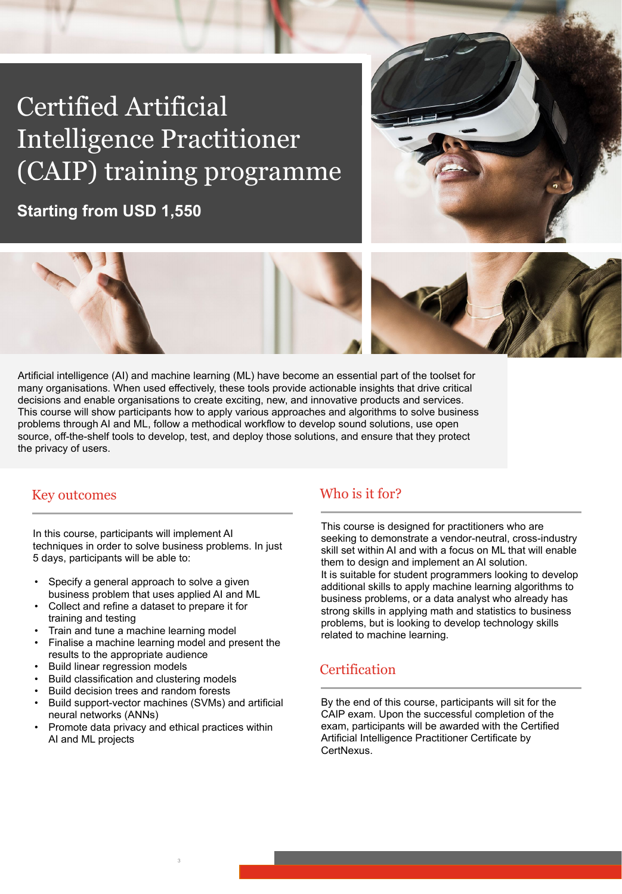# Certified Artificial Intelligence Practitioner (CAIP) training programme

**Starting from USD 1,550**

Artificial intelligence (AI) and machine learning (ML) have become an essential part of the toolset for many organisations. When used effectively, these tools provide actionable insights that drive critical decisions and enable organisations to create exciting, new, and innovative products and services. This course will show participants how to apply various approaches and algorithms to solve business problems through AI and ML, follow a methodical workflow to develop sound solutions, use open source, off-the-shelf tools to develop, test, and deploy those solutions, and ensure that they protect the privacy of users.

## Key outcomes

In this course, participants will implement AI techniques in order to solve business problems. In just 5 days, participants will be able to:

- Specify a general approach to solve a given business problem that uses applied AI and ML
- Collect and refine a dataset to prepare it for training and testing
- Train and tune a machine learning model
- Finalise a machine learning model and present the results to the appropriate audience
- Build linear regression models
- Build classification and clustering models
- Build decision trees and random forests
- Build support-vector machines (SVMs) and artificial neural networks (ANNs)
- Promote data privacy and ethical practices within AI and ML projects

## Who is it for?

This course is designed for practitioners who are seeking to demonstrate a vendor-neutral, cross-industry skill set within AI and with a focus on ML that will enable them to design and implement an AI solution.

It is suitable for student programmers looking to develop additional skills to apply machine learning algorithms to business problems, or a data analyst who already has strong skills in applying math and statistics to business problems, but is looking to develop technology skills related to machine learning.

## Certification

By the end of this course, participants will sit for the CAIP exam. Upon the successful completion of the exam, participants will be awarded with the Certified Artificial Intelligence Practitioner Certificate by CertNexus.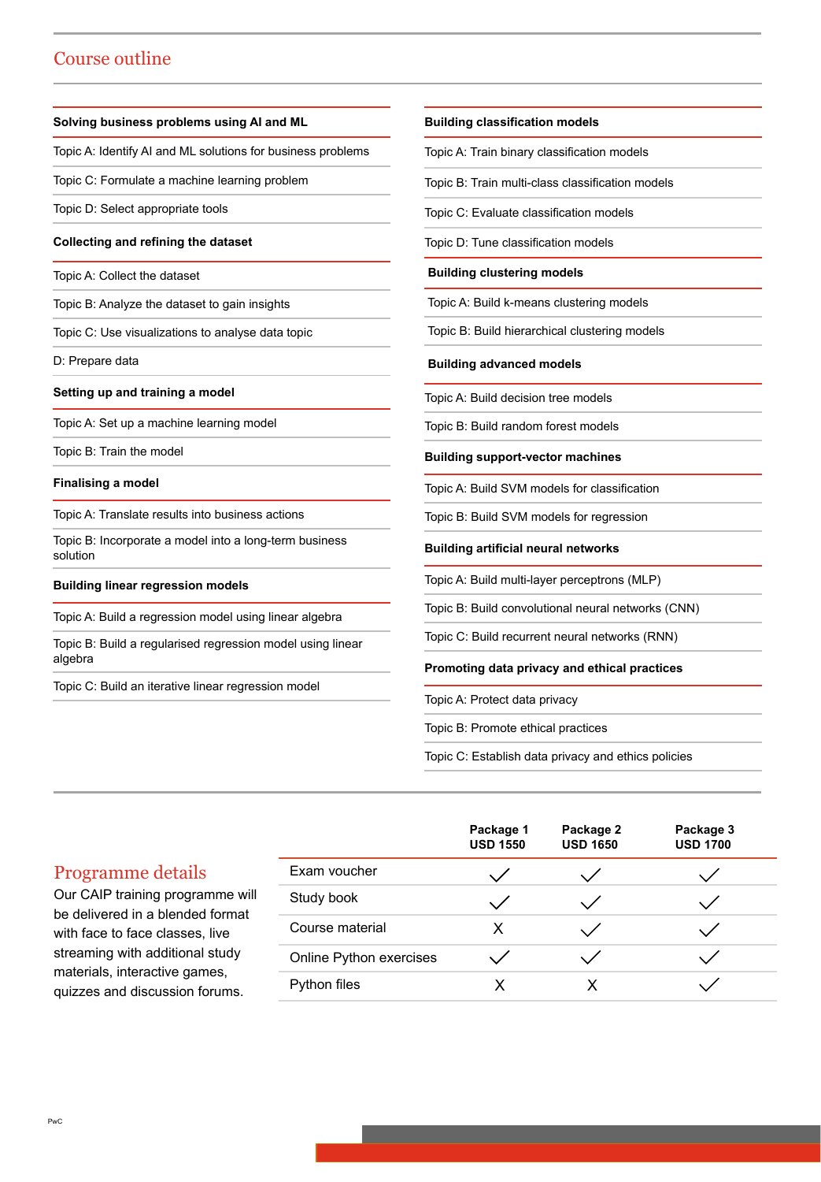## Course outline

**Solving business problems using AI and ML**

Topic A: Identify AI and ML solutions for business problems

Topic C: Formulate a machine learning problem

Topic D: Select appropriate tools

**Collecting and refining the dataset**

Topic A: Collect the dataset

Topic B: Analyze the dataset to gain insights

Topic C: Use visualizations to analyse data topic

D: Prepare data

**Setting up and training a model**

Topic A: Set up a machine learning model

Topic B: Train the model

**Finalising a model**

Topic A: Translate results into business actions

Topic B: Incorporate a model into a long-term business solution

**Building linear regression models**

Topic A: Build a regression model using linear algebra

Topic B: Build a regularised regression model using linear algebra

Topic C: Build an iterative linear regression model

**Building classification models**

Topic A: Train binary classification models

Topic B: Train multi-class classification models

Topic C: Evaluate classification models

Topic D: Tune classification models

**Building clustering models**

Topic A: Build k-means clustering models

Topic B: Build hierarchical clustering models

**Building advanced models**

Topic A: Build decision tree models

Topic B: Build random forest models

**Building support-vector machines**

Topic A: Build SVM models for classification

Topic B: Build SVM models for regression

**Building artificial neural networks**

Topic A: Build multi-layer perceptrons (MLP)

Topic B: Build convolutional neural networks (CNN)

Topic C: Build recurrent neural networks (RNN)

**Promoting data privacy and ethical practices**

Topic A: Protect data privacy

Topic B: Promote ethical practices

Topic C: Establish data privacy and ethics policies

## Programme details

Our CAIP training programme will be delivered in a blended format with face to face classes, live streaming with additional study materials, interactive games, quizzes and discussion forums.

| | Package 1 USD 1550 | Package 2 USD 1650 | Package 3 USD 1700 |
|---|---|---|---|
| Exam voucher | ✓ | ✓ | ✓ |
| Study book | ✓ | ✓ | ✓ |
| Course material | X | ✓ | ✓ |
| Online Python exercises | ✓ | ✓ | ✓ |
| Python files | X | X | ✓ |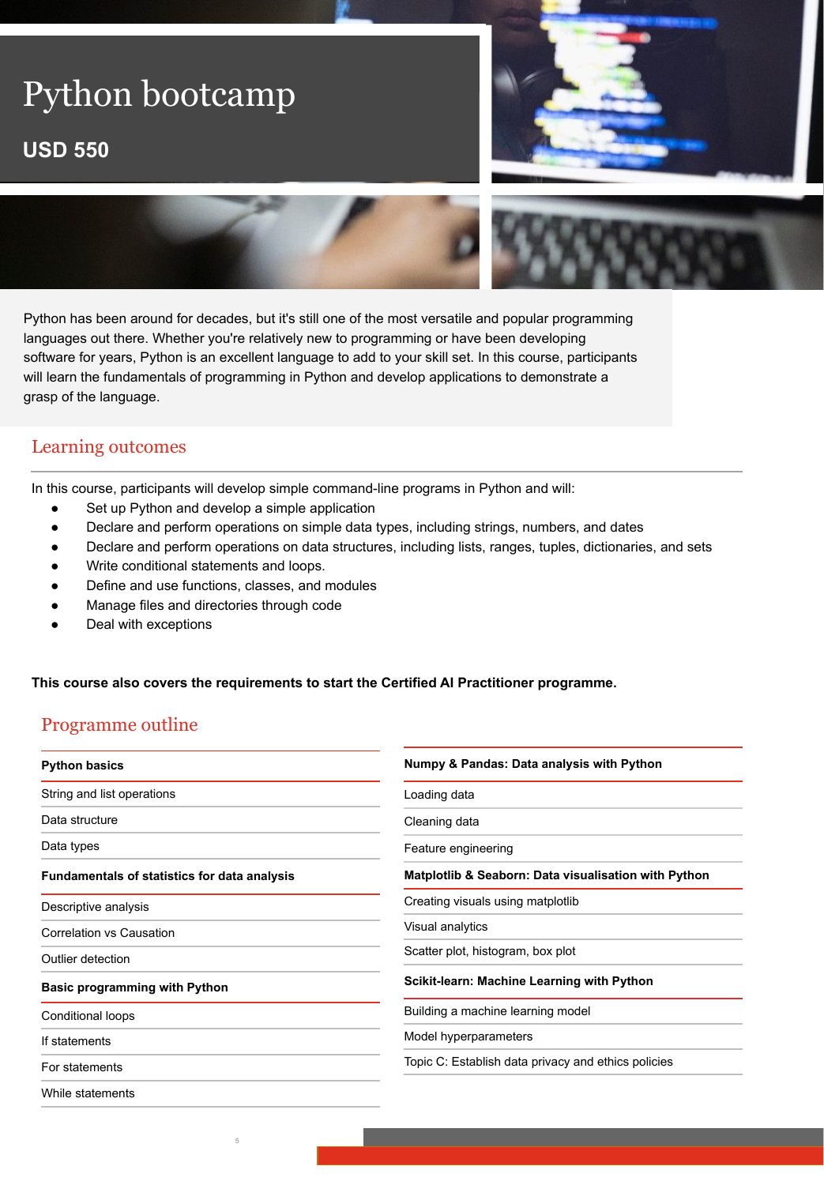# Python bootcamp

**USD 550**

Python has been around for decades, but it's still one of the most versatile and popular programming languages out there. Whether you're relatively new to programming or have been developing software for years, Python is an excellent language to add to your skill set. In this course, participants will learn the fundamentals of programming in Python and develop applications to demonstrate a grasp of the language.

## Learning outcomes

In this course, participants will develop simple command-line programs in Python and will:

- Set up Python and develop a simple application
- Declare and perform operations on simple data types, including strings, numbers, and dates
- Declare and perform operations on data structures, including lists, ranges, tuples, dictionaries, and sets
- Write conditional statements and loops.
- Define and use functions, classes, and modules
- Manage files and directories through code
- Deal with exceptions

**This course also covers the requirements to start the Certified AI Practitioner programme.**

## Programme outline

**Python basics**

- String and list operations
- Data structure
- Data types

**Fundamentals of statistics for data analysis**

- Descriptive analysis
- Correlation vs Causation
- Outlier detection

**Basic programming with Python**

- Conditional loops
- If statements
- For statements
- While statements

**Numpy & Pandas: Data analysis with Python**

- Loading data
- Cleaning data
- Feature engineering

**Matplotlib & Seaborn: Data visualisation with Python**

- Creating visuals using matplotlib
- Visual analytics
- Scatter plot, histogram, box plot

**Scikit-learn: Machine Learning with Python**

- Building a machine learning model
- Model hyperparameters
- Topic C: Establish data privacy and ethics policies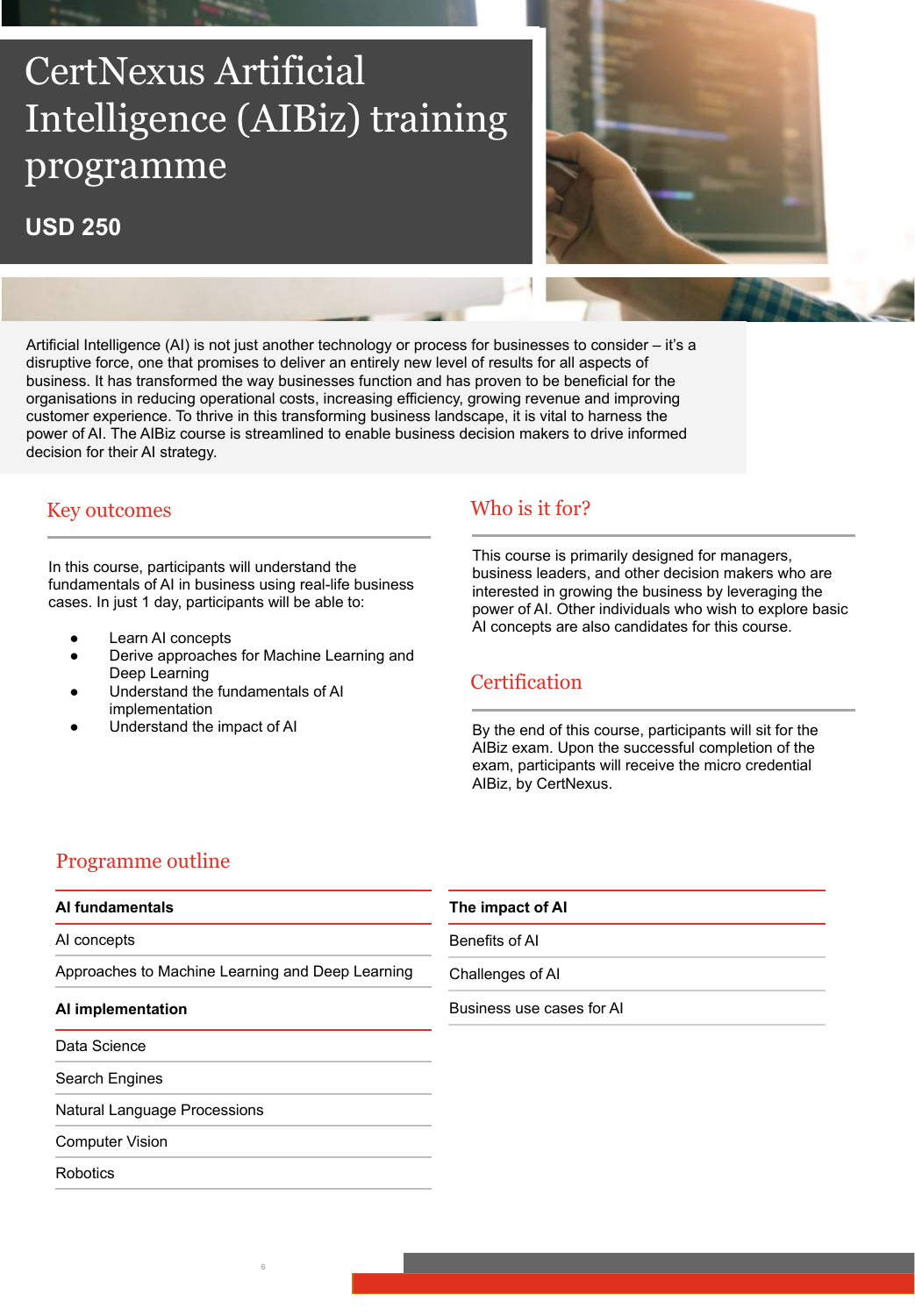# CertNexus Artificial Intelligence (AIBiz) training programme

**USD 250**

Artificial Intelligence (AI) is not just another technology or process for businesses to consider – it's a disruptive force, one that promises to deliver an entirely new level of results for all aspects of business. It has transformed the way businesses function and has proven to be beneficial for the organisations in reducing operational costs, increasing efficiency, growing revenue and improving customer experience. To thrive in this transforming business landscape, it is vital to harness the power of AI. The AIBiz course is streamlined to enable business decision makers to drive informed decision for their AI strategy.

## Key outcomes

In this course, participants will understand the fundamentals of AI in business using real-life business cases. In just 1 day, participants will be able to:

- Learn AI concepts
- Derive approaches for Machine Learning and Deep Learning
- Understand the fundamentals of AI implementation
- Understand the impact of AI

## Who is it for?

This course is primarily designed for managers, business leaders, and other decision makers who are interested in growing the business by leveraging the power of AI. Other individuals who wish to explore basic AI concepts are also candidates for this course.

## Certification

By the end of this course, participants will sit for the AIBiz exam. Upon the successful completion of the exam, participants will receive the micro credential AIBiz, by CertNexus.

## Programme outline

| AI fundamentals |
|---|
| AI concepts |
| Approaches to Machine Learning and Deep Learning |

| AI implementation |
|---|
| Data Science |
| Search Engines |
| Natural Language Processions |
| Computer Vision |
| Robotics |

| The impact of AI |
|---|
| Benefits of AI |
| Challenges of AI |
| Business use cases for AI |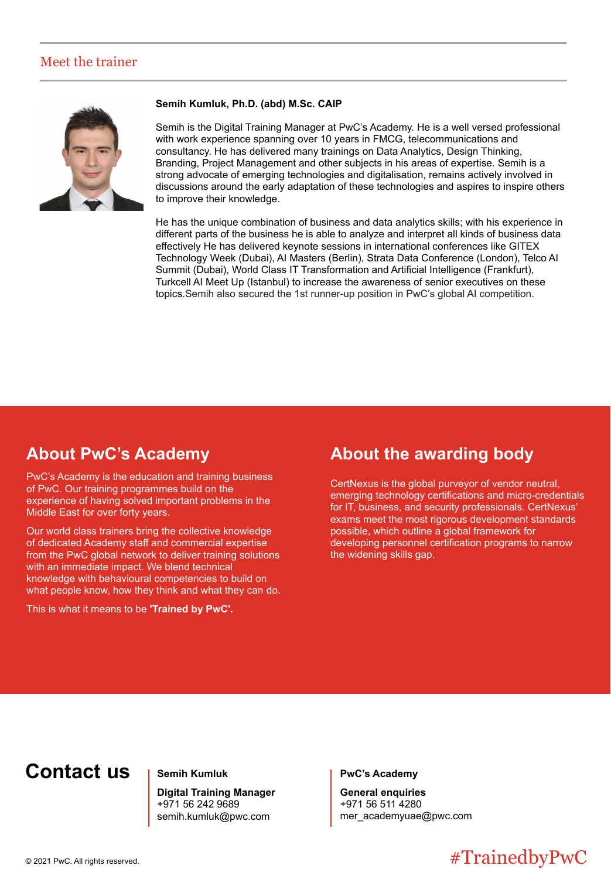## Meet the trainer

**Semih Kumluk, Ph.D. (abd) M.Sc. CAIP**

Semih is the Digital Training Manager at PwC's Academy. He is a well versed professional with work experience spanning over 10 years in FMCG, telecommunications and consultancy. He has delivered many trainings on Data Analytics, Design Thinking, Branding, Project Management and other subjects in his areas of expertise. Semih is a strong advocate of emerging technologies and digitalisation, remains actively involved in discussions around the early adaptation of these technologies and aspires to inspire others to improve their knowledge.

He has the unique combination of business and data analytics skills; with his experience in different parts of the business he is able to analyze and interpret all kinds of business data effectively He has delivered keynote sessions in international conferences like GITEX Technology Week (Dubai), AI Masters (Berlin), Strata Data Conference (London), Telco AI Summit (Dubai), World Class IT Transformation and Artificial Intelligence (Frankfurt), Turkcell AI Meet Up (Istanbul) to increase the awareness of senior executives on these topics.Semih also secured the 1st runner-up position in PwC's global AI competition.

## About PwC's Academy

PwC's Academy is the education and training business of PwC. Our training programmes build on the experience of having solved important problems in the Middle East for over forty years.

Our world class trainers bring the collective knowledge of dedicated Academy staff and commercial expertise from the PwC global network to deliver training solutions with an immediate impact. We blend technical knowledge with behavioural competencies to build on what people know, how they think and what they can do.

This is what it means to be **'Trained by PwC'.**

## About the awarding body

CertNexus is the global purveyor of vendor neutral, emerging technology certifications and micro-credentials for IT, business, and security professionals. CertNexus' exams meet the most rigorous development standards possible, which outline a global framework for developing personnel certification programs to narrow the widening skills gap.

## Contact us

**Semih Kumluk**

**Digital Training Manager**
+971 56 242 9689
semih.kumluk@pwc.com

**PwC's Academy**

**General enquiries**
+971 56 511 4280
mer_academyuae@pwc.com

© 2021 PwC. All rights reserved.

#TrainedbyPwC